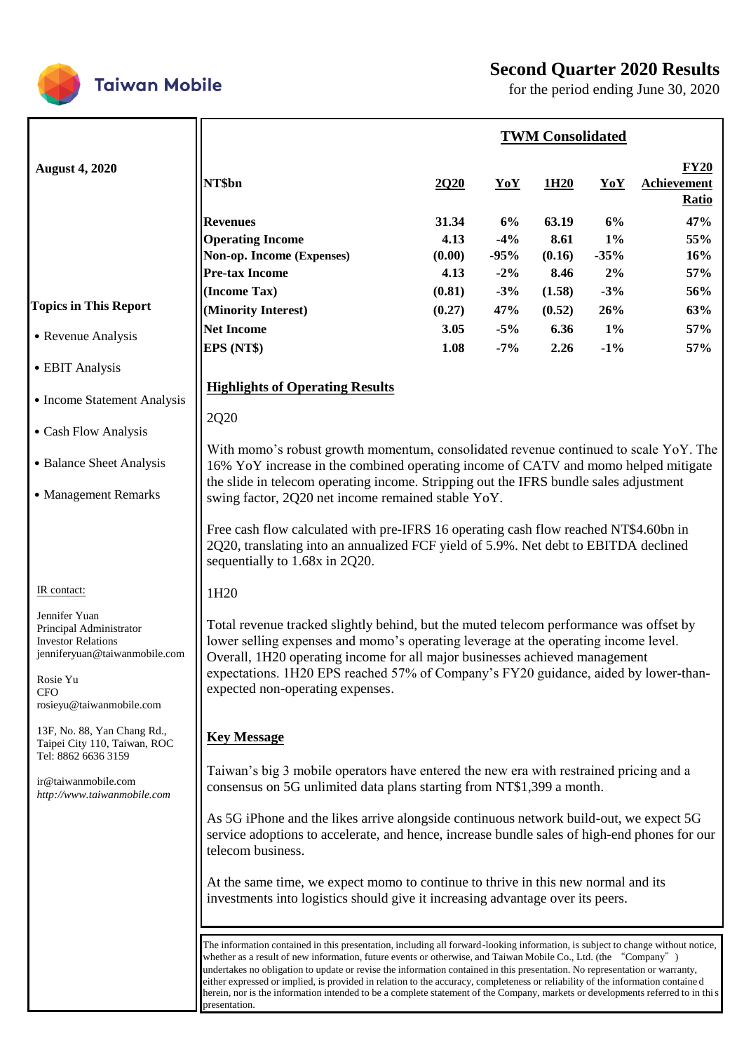Taiwan Mobile

# Second Quarter 2020 Results

for the period ending June 30, 2020

**August 4, 2020**

**Topics in This Report**

- Revenue Analysis
- EBIT Analysis
- Income Statement Analysis
- Cash Flow Analysis
- Balance Sheet Analysis
- Management Remarks

IR contact:

Jennifer Yuan
Principal Administrator
Investor Relations
jenniferyuan@taiwanmobile.com

Rosie Yu
CFO
rosieyu@taiwanmobile.com

13F, No. 88, Yan Chang Rd.,
Taipei City 110, Taiwan, ROC
Tel: 8862 6636 3159

ir@taiwanmobile.com
*http://www.taiwanmobile.com*

## TWM Consolidated

| NT$bn | 2Q20 | YoY | 1H20 | YoY | FY20 Achievement Ratio |
|---|---|---|---|---|---|
| **Revenues** | 31.34 | 6% | 63.19 | 6% | 47% |
| **Operating Income** | 4.13 | -4% | 8.61 | 1% | 55% |
| **Non-op. Income (Expenses)** | (0.00) | -95% | (0.16) | -35% | 16% |
| **Pre-tax Income** | 4.13 | -2% | 8.46 | 2% | 57% |
| **(Income Tax)** | (0.81) | -3% | (1.58) | -3% | 56% |
| **(Minority Interest)** | (0.27) | 47% | (0.52) | 26% | 63% |
| **Net Income** | 3.05 | -5% | 6.36 | 1% | 57% |
| **EPS (NT$)** | 1.08 | -7% | 2.26 | -1% | 57% |

## Highlights of Operating Results

2Q20

With momo's robust growth momentum, consolidated revenue continued to scale YoY. The 16% YoY increase in the combined operating income of CATV and momo helped mitigate the slide in telecom operating income. Stripping out the IFRS bundle sales adjustment swing factor, 2Q20 net income remained stable YoY.

Free cash flow calculated with pre-IFRS 16 operating cash flow reached NT$4.60bn in 2Q20, translating into an annualized FCF yield of 5.9%. Net debt to EBITDA declined sequentially to 1.68x in 2Q20.

1H20

Total revenue tracked slightly behind, but the muted telecom performance was offset by lower selling expenses and momo's operating leverage at the operating income level. Overall, 1H20 operating income for all major businesses achieved management expectations. 1H20 EPS reached 57% of Company's FY20 guidance, aided by lower-than-expected non-operating expenses.

## Key Message

Taiwan's big 3 mobile operators have entered the new era with restrained pricing and a consensus on 5G unlimited data plans starting from NT$1,399 a month.

As 5G iPhone and the likes arrive alongside continuous network build-out, we expect 5G service adoptions to accelerate, and hence, increase bundle sales of high-end phones for our telecom business.

At the same time, we expect momo to continue to thrive in this new normal and its investments into logistics should give it increasing advantage over its peers.

The information contained in this presentation, including all forward-looking information, is subject to change without notice, whether as a result of new information, future events or otherwise, and Taiwan Mobile Co., Ltd. (the "Company") undertakes no obligation to update or revise the information contained in this presentation. No representation or warranty, either expressed or implied, is provided in relation to the accuracy, completeness or reliability of the information contained herein, nor is the information intended to be a complete statement of the Company, markets or developments referred to in this presentation.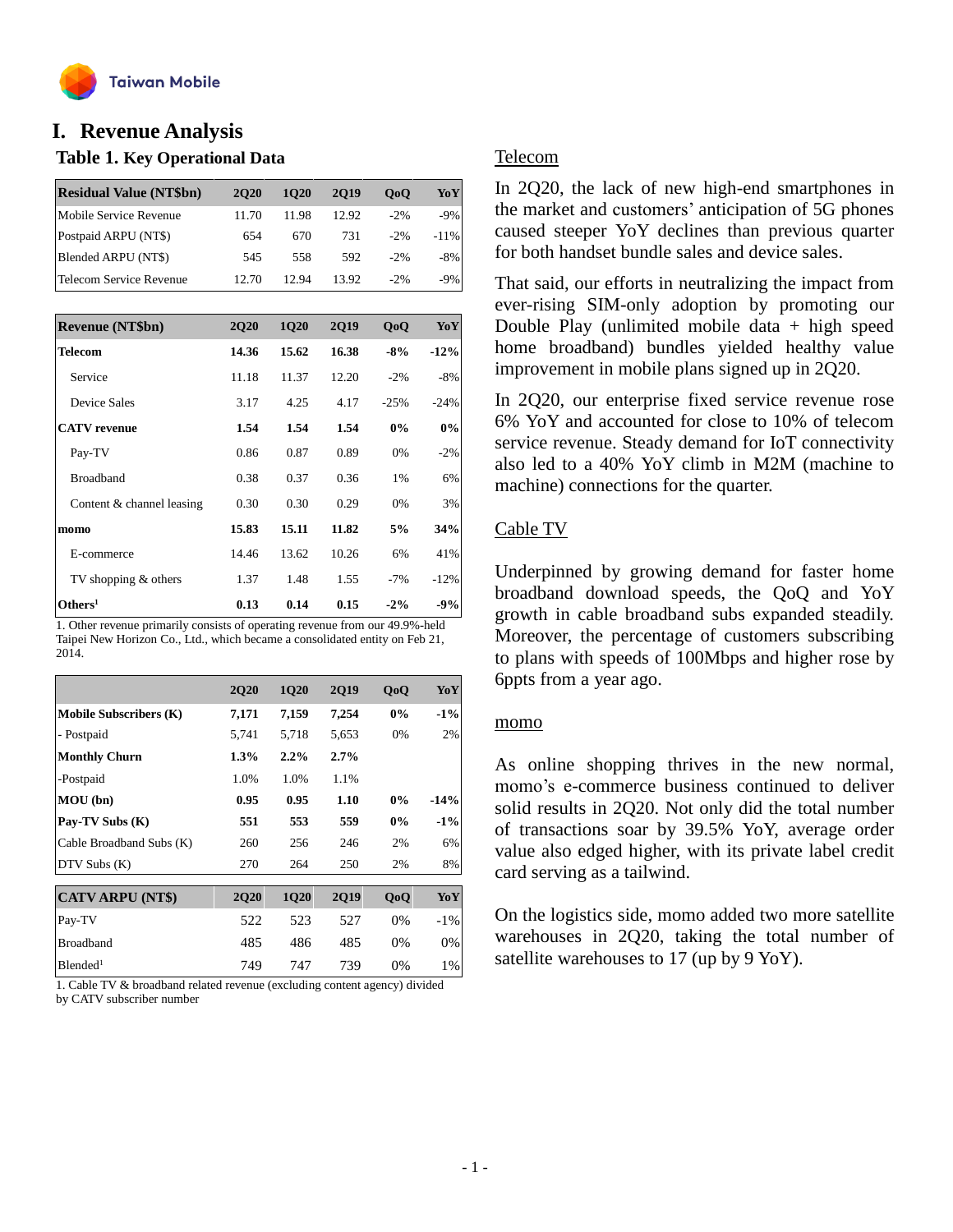# I. Revenue Analysis

## Table 1. Key Operational Data

| Residual Value (NT$bn) | 2Q20 | 1Q20 | 2Q19 | QoQ | YoY |
|---|---|---|---|---|---|
| Mobile Service Revenue | 11.70 | 11.98 | 12.92 | -2% | -9% |
| Postpaid ARPU (NT$) | 654 | 670 | 731 | -2% | -11% |
| Blended ARPU (NT$) | 545 | 558 | 592 | -2% | -8% |
| Telecom Service Revenue | 12.70 | 12.94 | 13.92 | -2% | -9% |

| Revenue (NT$bn) | 2Q20 | 1Q20 | 2Q19 | QoQ | YoY |
|---|---|---|---|---|---|
| **Telecom** | **14.36** | **15.62** | **16.38** | **-8%** | **-12%** |
| Service | 11.18 | 11.37 | 12.20 | -2% | -8% |
| Device Sales | 3.17 | 4.25 | 4.17 | -25% | -24% |
| **CATV revenue** | **1.54** | **1.54** | **1.54** | **0%** | **0%** |
| Pay-TV | 0.86 | 0.87 | 0.89 | 0% | -2% |
| Broadband | 0.38 | 0.37 | 0.36 | 1% | 6% |
| Content & channel leasing | 0.30 | 0.30 | 0.29 | 0% | 3% |
| **momo** | **15.83** | **15.11** | **11.82** | **5%** | **34%** |
| E-commerce | 14.46 | 13.62 | 10.26 | 6% | 41% |
| TV shopping & others | 1.37 | 1.48 | 1.55 | -7% | -12% |
| **Others[1]** | **0.13** | **0.14** | **0.15** | **-2%** | **-9%** |

1. Other revenue primarily consists of operating revenue from our 49.9%-held Taipei New Horizon Co., Ltd., which became a consolidated entity on Feb 21, 2014.

| | 2Q20 | 1Q20 | 2Q19 | QoQ | YoY |
|---|---|---|---|---|---|
| **Mobile Subscribers (K)** | **7,171** | **7,159** | **7,254** | **0%** | **-1%** |
| - Postpaid | 5,741 | 5,718 | 5,653 | 0% | 2% |
| **Monthly Churn** | **1.3%** | **2.2%** | **2.7%** | | |
| -Postpaid | 1.0% | 1.0% | 1.1% | | |
| **MOU (bn)** | **0.95** | **0.95** | **1.10** | **0%** | **-14%** |
| **Pay-TV Subs (K)** | **551** | **553** | **559** | **0%** | **-1%** |
| Cable Broadband Subs (K) | 260 | 256 | 246 | 2% | 6% |
| DTV Subs (K) | 270 | 264 | 250 | 2% | 8% |

| CATV ARPU (NT$) | 2Q20 | 1Q20 | 2Q19 | QoQ | YoY |
|---|---|---|---|---|---|
| Pay-TV | 522 | 523 | 527 | 0% | -1% |
| Broadband | 485 | 486 | 485 | 0% | 0% |
| Blended[1] | 749 | 747 | 739 | 0% | 1% |

1. Cable TV & broadband related revenue (excluding content agency) divided by CATV subscriber number

### Telecom

In 2Q20, the lack of new high-end smartphones in the market and customers' anticipation of 5G phones caused steeper YoY declines than previous quarter for both handset bundle sales and device sales.

That said, our efforts in neutralizing the impact from ever-rising SIM-only adoption by promoting our Double Play (unlimited mobile data + high speed home broadband) bundles yielded healthy value improvement in mobile plans signed up in 2Q20.

In 2Q20, our enterprise fixed service revenue rose 6% YoY and accounted for close to 10% of telecom service revenue. Steady demand for IoT connectivity also led to a 40% YoY climb in M2M (machine to machine) connections for the quarter.

### Cable TV

Underpinned by growing demand for faster home broadband download speeds, the QoQ and YoY growth in cable broadband subs expanded steadily. Moreover, the percentage of customers subscribing to plans with speeds of 100Mbps and higher rose by 6ppts from a year ago.

### momo

As online shopping thrives in the new normal, momo's e-commerce business continued to deliver solid results in 2Q20. Not only did the total number of transactions soar by 39.5% YoY, average order value also edged higher, with its private label credit card serving as a tailwind.

On the logistics side, momo added two more satellite warehouses in 2Q20, taking the total number of satellite warehouses to 17 (up by 9 YoY).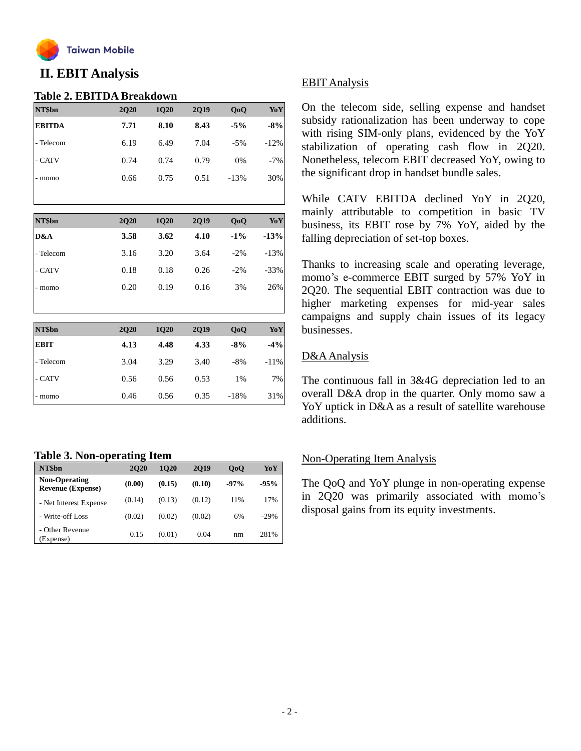## II. EBIT Analysis

### Table 2. EBITDA Breakdown

| NT$bn | 2Q20 | 1Q20 | 2Q19 | QoQ | YoY |
|---|---|---|---|---|---|
| **EBITDA** | **7.71** | **8.10** | **8.43** | **-5%** | **-8%** |
| - Telecom | 6.19 | 6.49 | 7.04 | -5% | -12% |
| - CATV | 0.74 | 0.74 | 0.79 | 0% | -7% |
| - momo | 0.66 | 0.75 | 0.51 | -13% | 30% |

| NT$bn | 2Q20 | 1Q20 | 2Q19 | QoQ | YoY |
|---|---|---|---|---|---|
| **D&A** | **3.58** | **3.62** | **4.10** | **-1%** | **-13%** |
| - Telecom | 3.16 | 3.20 | 3.64 | -2% | -13% |
| - CATV | 0.18 | 0.18 | 0.26 | -2% | -33% |
| - momo | 0.20 | 0.19 | 0.16 | 3% | 26% |

| NT$bn | 2Q20 | 1Q20 | 2Q19 | QoQ | YoY |
|---|---|---|---|---|---|
| **EBIT** | **4.13** | **4.48** | **4.33** | **-8%** | **-4%** |
| - Telecom | 3.04 | 3.29 | 3.40 | -8% | -11% |
| - CATV | 0.56 | 0.56 | 0.53 | 1% | 7% |
| - momo | 0.46 | 0.56 | 0.35 | -18% | 31% |

### Table 3. Non-operating Item

| NT$bn | 2Q20 | 1Q20 | 2Q19 | QoQ | YoY |
|---|---|---|---|---|---|
| **Non-Operating Revenue (Expense)** | **(0.00)** | **(0.15)** | **(0.10)** | **-97%** | **-95%** |
| - Net Interest Expense | (0.14) | (0.13) | (0.12) | 11% | 17% |
| - Write-off Loss | (0.02) | (0.02) | (0.02) | 6% | -29% |
| - Other Revenue (Expense) | 0.15 | (0.01) | 0.04 | nm | 281% |

EBIT Analysis

On the telecom side, selling expense and handset subsidy rationalization has been underway to cope with rising SIM-only plans, evidenced by the YoY stabilization of operating cash flow in 2Q20. Nonetheless, telecom EBIT decreased YoY, owing to the significant drop in handset bundle sales.

While CATV EBITDA declined YoY in 2Q20, mainly attributable to competition in basic TV business, its EBIT rose by 7% YoY, aided by the falling depreciation of set-top boxes.

Thanks to increasing scale and operating leverage, momo's e-commerce EBIT surged by 57% YoY in 2Q20. The sequential EBIT contraction was due to higher marketing expenses for mid-year sales campaigns and supply chain issues of its legacy businesses.

D&A Analysis

The continuous fall in 3&4G depreciation led to an overall D&A drop in the quarter. Only momo saw a YoY uptick in D&A as a result of satellite warehouse additions.

Non-Operating Item Analysis

The QoQ and YoY plunge in non-operating expense in 2Q20 was primarily associated with momo's disposal gains from its equity investments.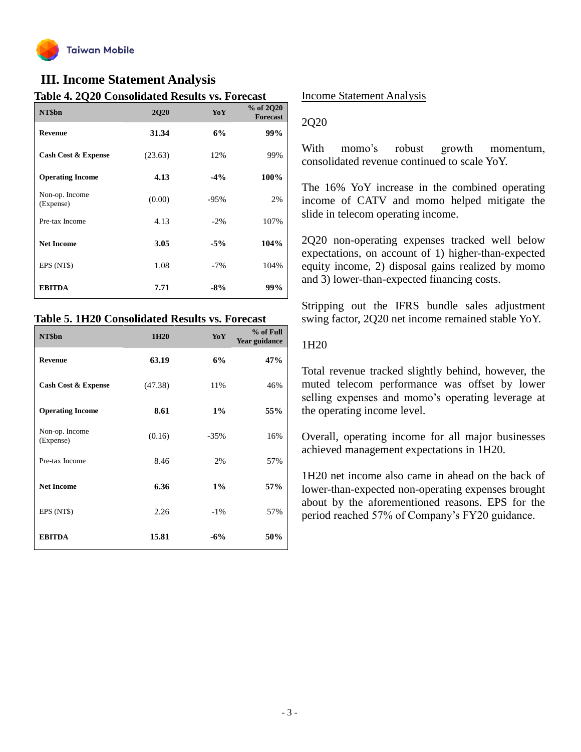## III. Income Statement Analysis

### Table 4. 2Q20 Consolidated Results vs. Forecast

| NT$bn | 2Q20 | YoY | % of 2Q20 Forecast |
|---|---|---|---|
| **Revenue** | **31.34** | **6%** | **99%** |
| **Cash Cost & Expense** | (23.63) | 12% | 99% |
| **Operating Income** | **4.13** | **-4%** | **100%** |
| Non-op. Income (Expense) | (0.00) | -95% | 2% |
| Pre-tax Income | 4.13 | -2% | 107% |
| **Net Income** | **3.05** | **-5%** | **104%** |
| EPS (NT$) | 1.08 | -7% | 104% |
| **EBITDA** | **7.71** | **-8%** | **99%** |

### Table 5. 1H20 Consolidated Results vs. Forecast

| NT$bn | 1H20 | YoY | % of Full Year guidance |
|---|---|---|---|
| **Revenue** | **63.19** | **6%** | **47%** |
| **Cash Cost & Expense** | (47.38) | 11% | 46% |
| **Operating Income** | **8.61** | **1%** | **55%** |
| Non-op. Income (Expense) | (0.16) | -35% | 16% |
| Pre-tax Income | 8.46 | 2% | 57% |
| **Net Income** | **6.36** | **1%** | **57%** |
| EPS (NT$) | 2.26 | -1% | 57% |
| **EBITDA** | **15.81** | **-6%** | **50%** |

Income Statement Analysis

2Q20

With momo's robust growth momentum, consolidated revenue continued to scale YoY.

The 16% YoY increase in the combined operating income of CATV and momo helped mitigate the slide in telecom operating income.

2Q20 non-operating expenses tracked well below expectations, on account of 1) higher-than-expected equity income, 2) disposal gains realized by momo and 3) lower-than-expected financing costs.

Stripping out the IFRS bundle sales adjustment swing factor, 2Q20 net income remained stable YoY.

1H20

Total revenue tracked slightly behind, however, the muted telecom performance was offset by lower selling expenses and momo's operating leverage at the operating income level.

Overall, operating income for all major businesses achieved management expectations in 1H20.

1H20 net income also came in ahead on the back of lower-than-expected non-operating expenses brought about by the aforementioned reasons. EPS for the period reached 57% of Company's FY20 guidance.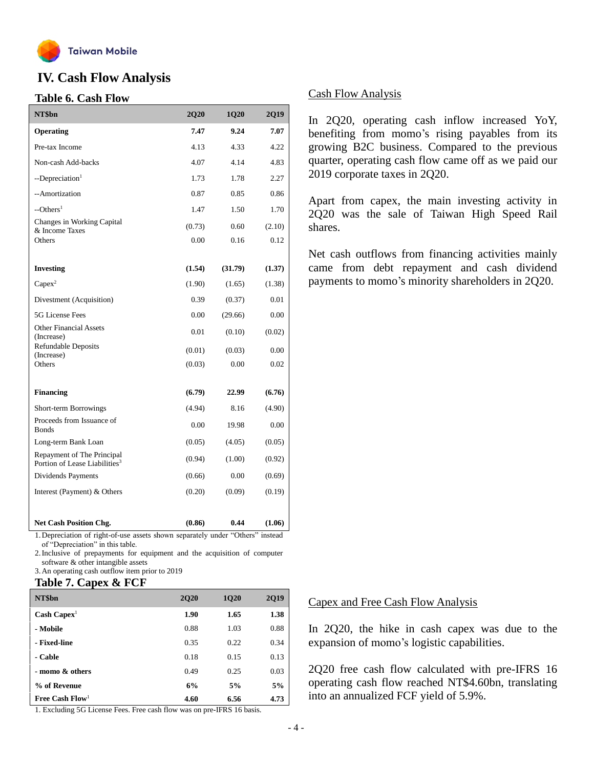# IV. Cash Flow Analysis

## Table 6. Cash Flow

| NT$bn | 2Q20 | 1Q20 | 2Q19 |
|---|---|---|---|
| **Operating** | **7.47** | **9.24** | **7.07** |
| Pre-tax Income | 4.13 | 4.33 | 4.22 |
| Non-cash Add-backs | 4.07 | 4.14 | 4.83 |
| --Depreciation[1] | 1.73 | 1.78 | 2.27 |
| --Amortization | 0.87 | 0.85 | 0.86 |
| --Others[1] | 1.47 | 1.50 | 1.70 |
| Changes in Working Capital & Income Taxes | (0.73) | 0.60 | (2.10) |
| Others | 0.00 | 0.16 | 0.12 |
| **Investing** | **(1.54)** | **(31.79)** | **(1.37)** |
| Capex[2] | (1.90) | (1.65) | (1.38) |
| Divestment (Acquisition) | 0.39 | (0.37) | 0.01 |
| 5G License Fees | 0.00 | (29.66) | 0.00 |
| Other Financial Assets (Increase) | 0.01 | (0.10) | (0.02) |
| Refundable Deposits (Increase) | (0.01) | (0.03) | 0.00 |
| Others | (0.03) | 0.00 | 0.02 |
| **Financing** | **(6.79)** | **22.99** | **(6.76)** |
| Short-term Borrowings | (4.94) | 8.16 | (4.90) |
| Proceeds from Issuance of Bonds | 0.00 | 19.98 | 0.00 |
| Long-term Bank Loan | (0.05) | (4.05) | (0.05) |
| Repayment of The Principal Portion of Lease Liabilities[3] | (0.94) | (1.00) | (0.92) |
| Dividends Payments | (0.66) | 0.00 | (0.69) |
| Interest (Payment) & Others | (0.20) | (0.09) | (0.19) |
| **Net Cash Position Chg.** | **(0.86)** | **0.44** | **(1.06)** |

1. Depreciation of right-of-use assets shown separately under "Others" instead of "Depreciation" in this table.
2. Inclusive of prepayments for equipment and the acquisition of computer software & other intangible assets
3. An operating cash outflow item prior to 2019

### Cash Flow Analysis

In 2Q20, operating cash inflow increased YoY, benefiting from momo's rising payables from its growing B2C business. Compared to the previous quarter, operating cash flow came off as we paid our 2019 corporate taxes in 2Q20.

Apart from capex, the main investing activity in 2Q20 was the sale of Taiwan High Speed Rail shares.

Net cash outflows from financing activities mainly came from debt repayment and cash dividend payments to momo's minority shareholders in 2Q20.

## Table 7. Capex & FCF

| NT$bn | 2Q20 | 1Q20 | 2Q19 |
|---|---|---|---|
| **Cash Capex**[1] | **1.90** | **1.65** | **1.38** |
| **- Mobile** | 0.88 | 1.03 | 0.88 |
| **- Fixed-line** | 0.35 | 0.22 | 0.34 |
| **- Cable** | 0.18 | 0.15 | 0.13 |
| **- momo & others** | 0.49 | 0.25 | 0.03 |
| **% of Revenue** | **6%** | **5%** | **5%** |
| **Free Cash Flow**[1] | **4.60** | **6.56** | **4.73** |

1. Excluding 5G License Fees. Free cash flow was on pre-IFRS 16 basis.

### Capex and Free Cash Flow Analysis

In 2Q20, the hike in cash capex was due to the expansion of momo's logistic capabilities.

2Q20 free cash flow calculated with pre-IFRS 16 operating cash flow reached NT$4.60bn, translating into an annualized FCF yield of 5.9%.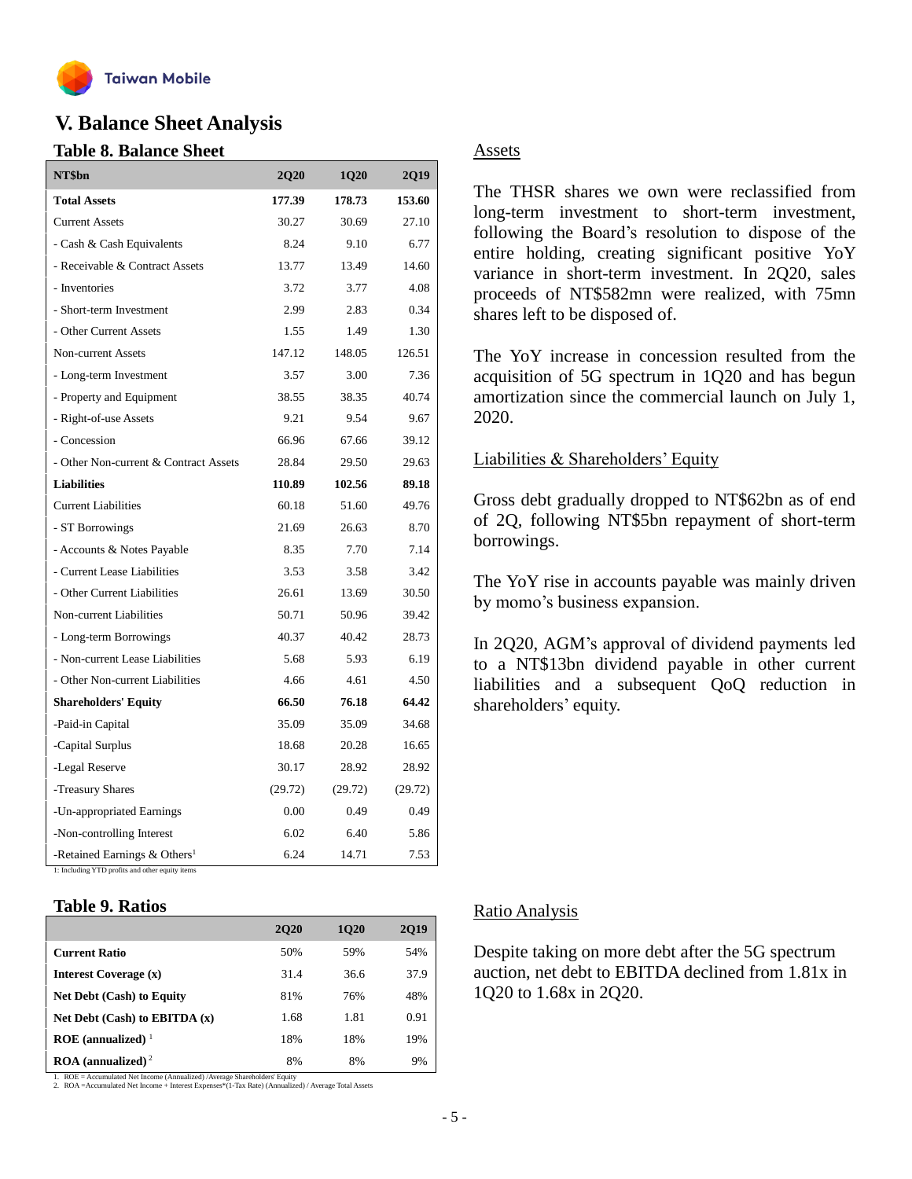# V. Balance Sheet Analysis

### Table 8. Balance Sheet

| NT$bn | 2Q20 | 1Q20 | 2Q19 |
|---|---|---|---|
| **Total Assets** | **177.39** | **178.73** | **153.60** |
| Current Assets | 30.27 | 30.69 | 27.10 |
| - Cash & Cash Equivalents | 8.24 | 9.10 | 6.77 |
| - Receivable & Contract Assets | 13.77 | 13.49 | 14.60 |
| - Inventories | 3.72 | 3.77 | 4.08 |
| - Short-term Investment | 2.99 | 2.83 | 0.34 |
| - Other Current Assets | 1.55 | 1.49 | 1.30 |
| Non-current Assets | 147.12 | 148.05 | 126.51 |
| - Long-term Investment | 3.57 | 3.00 | 7.36 |
| - Property and Equipment | 38.55 | 38.35 | 40.74 |
| - Right-of-use Assets | 9.21 | 9.54 | 9.67 |
| - Concession | 66.96 | 67.66 | 39.12 |
| - Other Non-current & Contract Assets | 28.84 | 29.50 | 29.63 |
| **Liabilities** | **110.89** | **102.56** | **89.18** |
| Current Liabilities | 60.18 | 51.60 | 49.76 |
| - ST Borrowings | 21.69 | 26.63 | 8.70 |
| - Accounts & Notes Payable | 8.35 | 7.70 | 7.14 |
| - Current Lease Liabilities | 3.53 | 3.58 | 3.42 |
| - Other Current Liabilities | 26.61 | 13.69 | 30.50 |
| Non-current Liabilities | 50.71 | 50.96 | 39.42 |
| - Long-term Borrowings | 40.37 | 40.42 | 28.73 |
| - Non-current Lease Liabilities | 5.68 | 5.93 | 6.19 |
| - Other Non-current Liabilities | 4.66 | 4.61 | 4.50 |
| **Shareholders' Equity** | **66.50** | **76.18** | **64.42** |
| -Paid-in Capital | 35.09 | 35.09 | 34.68 |
| -Capital Surplus | 18.68 | 20.28 | 16.65 |
| -Legal Reserve | 30.17 | 28.92 | 28.92 |
| -Treasury Shares | (29.72) | (29.72) | (29.72) |
| -Un-appropriated Earnings | 0.00 | 0.49 | 0.49 |
| -Non-controlling Interest | 6.02 | 6.40 | 5.86 |
| -Retained Earnings & Others[1] | 6.24 | 14.71 | 7.53 |

1: Including YTD profits and other equity items

## Assets

The THSR shares we own were reclassified from long-term investment to short-term investment, following the Board's resolution to dispose of the entire holding, creating significant positive YoY variance in short-term investment. In 2Q20, sales proceeds of NT$582mn were realized, with 75mn shares left to be disposed of.

The YoY increase in concession resulted from the acquisition of 5G spectrum in 1Q20 and has begun amortization since the commercial launch on July 1, 2020.

## Liabilities & Shareholders' Equity

Gross debt gradually dropped to NT$62bn as of end of 2Q, following NT$5bn repayment of short-term borrowings.

The YoY rise in accounts payable was mainly driven by momo's business expansion.

In 2Q20, AGM's approval of dividend payments led to a NT$13bn dividend payable in other current liabilities and a subsequent QoQ reduction in shareholders' equity.

### Table 9. Ratios

| | 2Q20 | 1Q20 | 2Q19 |
|---|---|---|---|
| **Current Ratio** | 50% | 59% | 54% |
| **Interest Coverage (x)** | 31.4 | 36.6 | 37.9 |
| **Net Debt (Cash) to Equity** | 81% | 76% | 48% |
| **Net Debt (Cash) to EBITDA (x)** | 1.68 | 1.81 | 0.91 |
| **ROE (annualized)** [1] | 18% | 18% | 19% |
| **ROA (annualized)** [2] | 8% | 8% | 9% |

1. ROE = Accumulated Net Income (Annualized) /Average Shareholders' Equity
2. ROA =Accumulated Net Income + Interest Expenses*(1-Tax Rate) (Annualized) / Average Total Assets

## Ratio Analysis

Despite taking on more debt after the 5G spectrum auction, net debt to EBITDA declined from 1.81x in 1Q20 to 1.68x in 2Q20.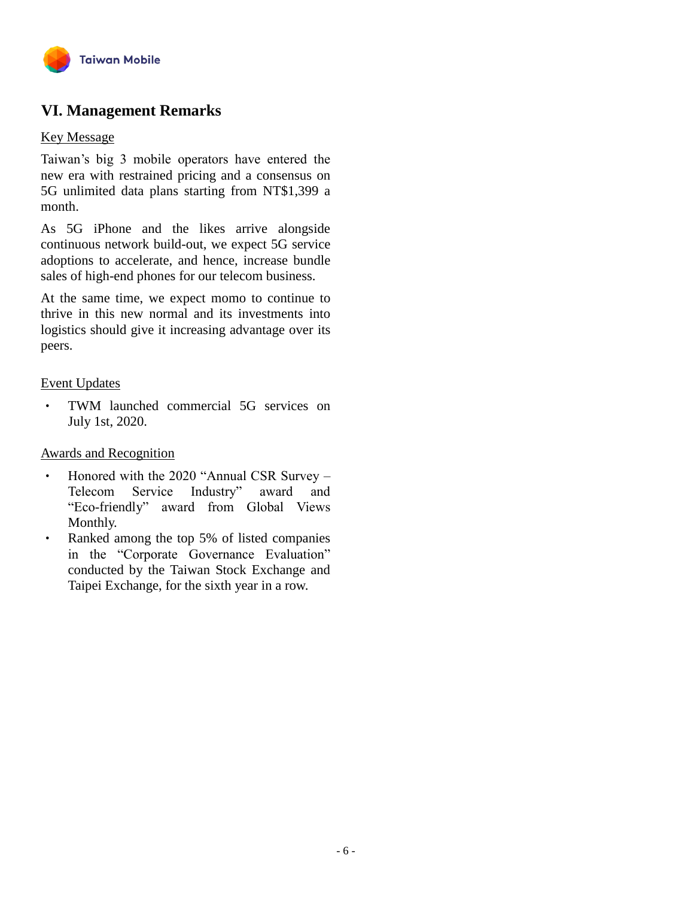## VI. Management Remarks

Key Message

Taiwan's big 3 mobile operators have entered the new era with restrained pricing and a consensus on 5G unlimited data plans starting from NT$1,399 a month.

As 5G iPhone and the likes arrive alongside continuous network build-out, we expect 5G service adoptions to accelerate, and hence, increase bundle sales of high-end phones for our telecom business.

At the same time, we expect momo to continue to thrive in this new normal and its investments into logistics should give it increasing advantage over its peers.

Event Updates

- TWM launched commercial 5G services on July 1st, 2020.

Awards and Recognition

- Honored with the 2020 "Annual CSR Survey – Telecom Service Industry" award and "Eco-friendly" award from Global Views Monthly.
- Ranked among the top 5% of listed companies in the "Corporate Governance Evaluation" conducted by the Taiwan Stock Exchange and Taipei Exchange, for the sixth year in a row.